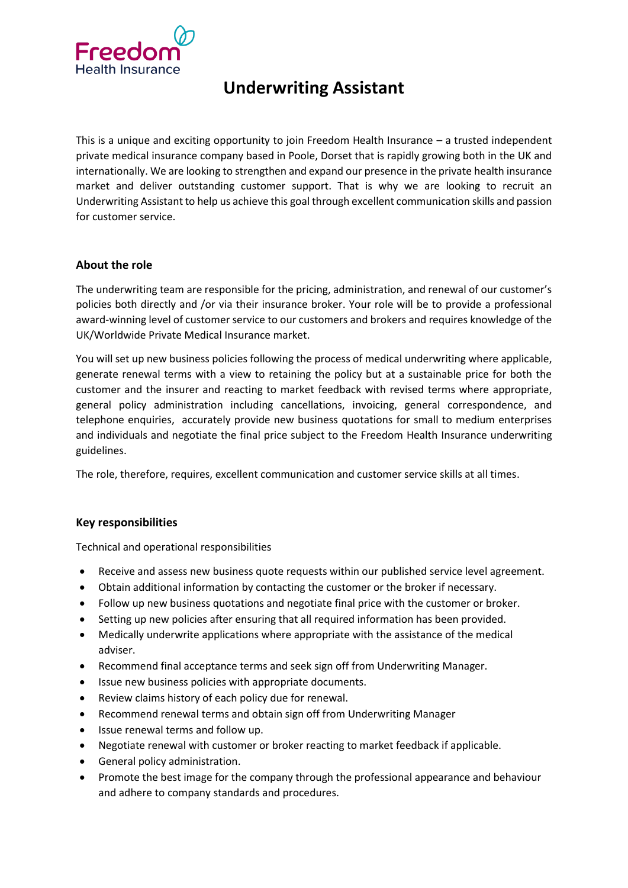Freedom Health Insurance

# Underwriting Assistant

This is a unique and exciting opportunity to join Freedom Health Insurance – a trusted independent private medical insurance company based in Poole, Dorset that is rapidly growing both in the UK and internationally. We are looking to strengthen and expand our presence in the private health insurance market and deliver outstanding customer support. That is why we are looking to recruit an Underwriting Assistant to help us achieve this goal through excellent communication skills and passion for customer service.

## About the role

The underwriting team are responsible for the pricing, administration, and renewal of our customer's policies both directly and /or via their insurance broker. Your role will be to provide a professional award-winning level of customer service to our customers and brokers and requires knowledge of the UK/Worldwide Private Medical Insurance market.

You will set up new business policies following the process of medical underwriting where applicable, generate renewal terms with a view to retaining the policy but at a sustainable price for both the customer and the insurer and reacting to market feedback with revised terms where appropriate, general policy administration including cancellations, invoicing, general correspondence, and telephone enquiries, accurately provide new business quotations for small to medium enterprises and individuals and negotiate the final price subject to the Freedom Health Insurance underwriting guidelines.

The role, therefore, requires, excellent communication and customer service skills at all times.

## Key responsibilities

Technical and operational responsibilities

- Receive and assess new business quote requests within our published service level agreement.
- Obtain additional information by contacting the customer or the broker if necessary.
- Follow up new business quotations and negotiate final price with the customer or broker.
- Setting up new policies after ensuring that all required information has been provided.
- Medically underwrite applications where appropriate with the assistance of the medical adviser.
- Recommend final acceptance terms and seek sign off from Underwriting Manager.
- Issue new business policies with appropriate documents.
- Review claims history of each policy due for renewal.
- Recommend renewal terms and obtain sign off from Underwriting Manager
- Issue renewal terms and follow up.
- Negotiate renewal with customer or broker reacting to market feedback if applicable.
- General policy administration.
- Promote the best image for the company through the professional appearance and behaviour and adhere to company standards and procedures.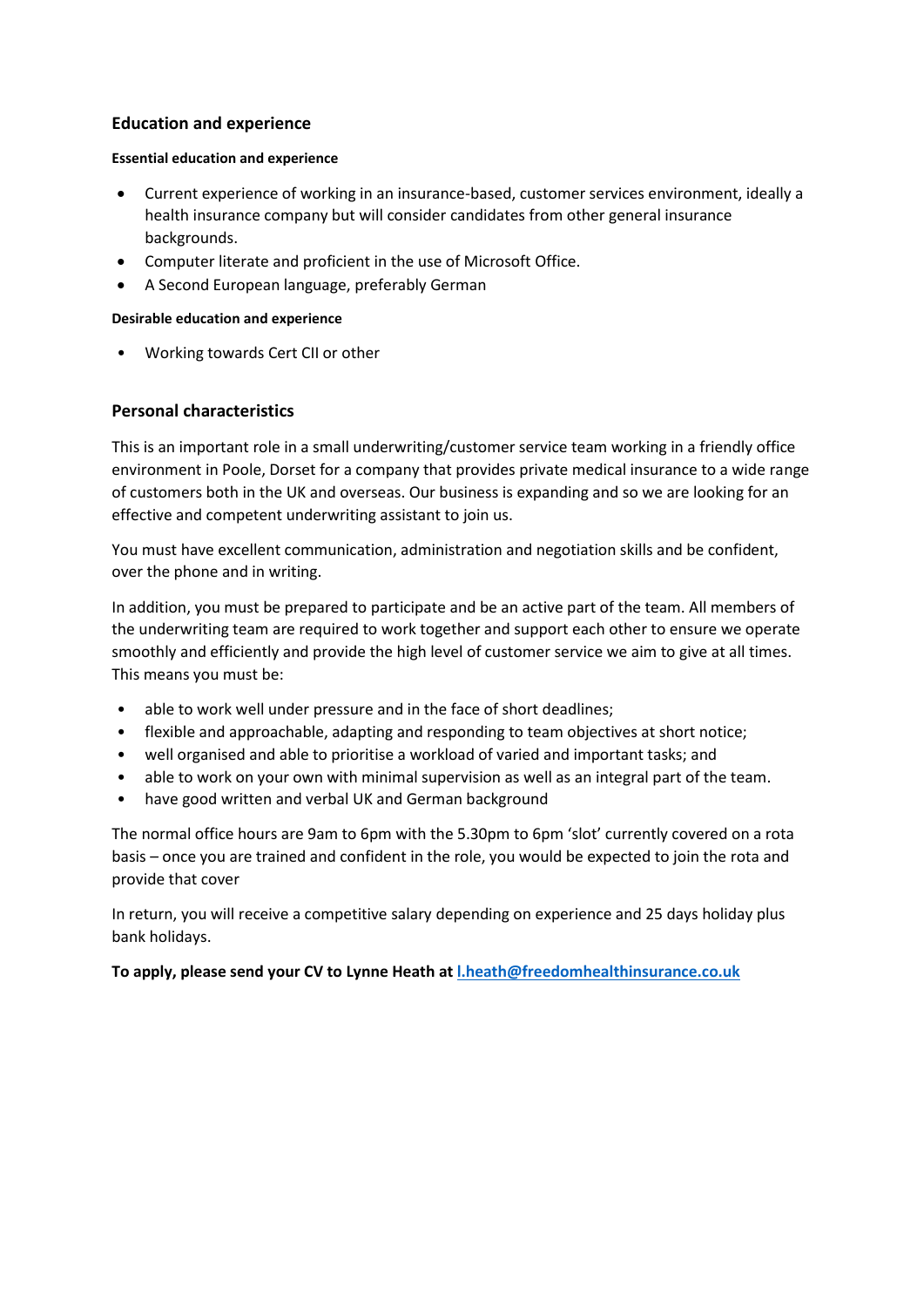## Education and experience

#### Essential education and experience

- Current experience of working in an insurance-based, customer services environment, ideally a health insurance company but will consider candidates from other general insurance backgrounds.
- Computer literate and proficient in the use of Microsoft Office.
- A Second European language, preferably German

#### Desirable education and experience

- Working towards Cert CII or other

## Personal characteristics

This is an important role in a small underwriting/customer service team working in a friendly office environment in Poole, Dorset for a company that provides private medical insurance to a wide range of customers both in the UK and overseas. Our business is expanding and so we are looking for an effective and competent underwriting assistant to join us.

You must have excellent communication, administration and negotiation skills and be confident, over the phone and in writing.

In addition, you must be prepared to participate and be an active part of the team. All members of the underwriting team are required to work together and support each other to ensure we operate smoothly and efficiently and provide the high level of customer service we aim to give at all times. This means you must be:

- able to work well under pressure and in the face of short deadlines;
- flexible and approachable, adapting and responding to team objectives at short notice;
- well organised and able to prioritise a workload of varied and important tasks; and
- able to work on your own with minimal supervision as well as an integral part of the team.
- have good written and verbal UK and German background

The normal office hours are 9am to 6pm with the 5.30pm to 6pm 'slot' currently covered on a rota basis – once you are trained and confident in the role, you would be expected to join the rota and provide that cover

In return, you will receive a competitive salary depending on experience and 25 days holiday plus bank holidays.

**To apply, please send your CV to Lynne Heath at l.heath@freedomhealthinsurance.co.uk**